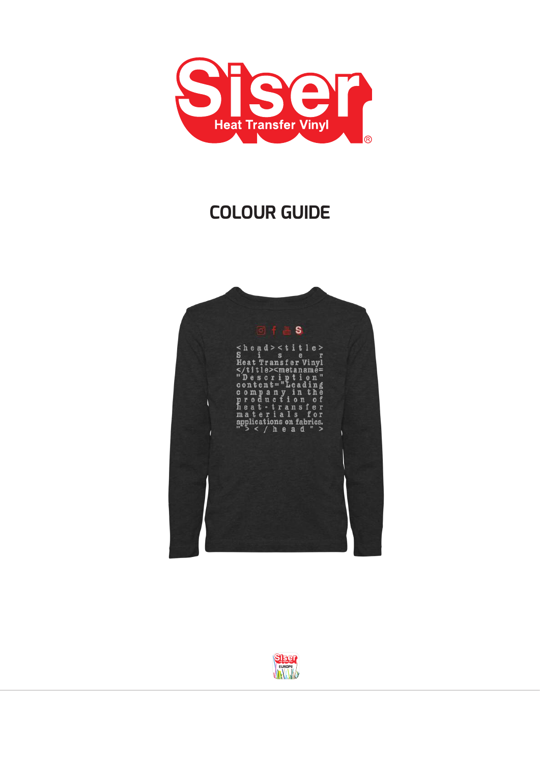# COLOUR GUIDE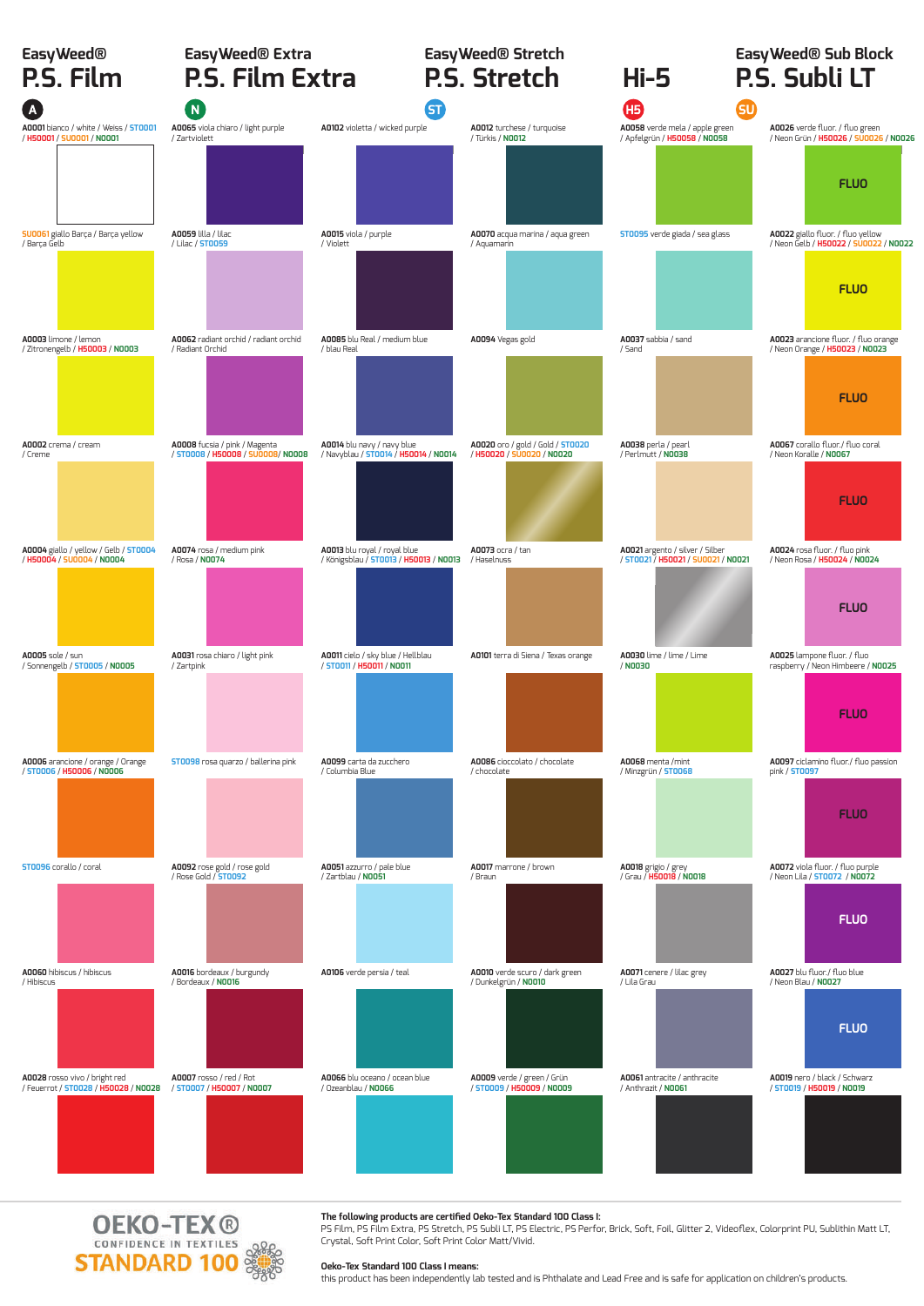# EasyWeed® P.S. Film

A

# EasyWeed® Extra P.S. Film Extra

N

# EasyWeed® Stretch P.S. Stretch

ST

# Hi-5

H5

# EasyWeed® Sub Block P.S. Subli LT

SU

A0001 bianco / white / Weiss / ST0001 / H50001 / SU0001 / N0001

A0065 viola chiaro / light purple / Zartviolett

A0102 violetta / wicked purple

A0012 turchese / turquoise / Türkis / N0012

A0058 verde mela / apple green / Apfelgrün / H50058 / N0058

A0026 verde fluor. / fluo green / Neon Grün / H50026 / SU0026 / N0026 — FLUO

SU0061 giallo Barça / Barça yellow / Barça Gelb

A0059 lilla / lilac / Lilac / ST0059

A0015 viola / purple / Violett

A0070 acqua marina / aqua green / Aquamarin

ST0095 verde giada / sea glass

A0022 giallo fluor. / fluo yellow / Neon Gelb / H50022 / SU0022 / N0022 — FLUO

A0003 limone / lemon / Zitronengelb / H50003 / N0003

A0062 radiant orchid / radiant orchid / Radiant Orchid

A0085 blu Real / medium blue / blau Real

A0094 Vegas gold

A0037 sabbia / sand / Sand

A0023 arancione fluor. / fluo orange / Neon Orange / H50023 / N0023 — FLUO

A0002 crema / cream / Creme

A0008 fucsia / pink / Magenta / ST0008 / H50008 / SU0008/ N0008

A0014 blu navy / navy blue / Navyblau / ST0014 / H50014 / N0014

A0020 oro / gold / Gold / ST0020 / H50020 / SU0020 / N0020

A0038 perla / pearl / Perlmutt / N0038

A0067 corallo fluor./ fluo coral / Neon Koralle / N0067 — FLUO

A0004 giallo / yellow / Gelb / ST0004 / H50004 / SU0004 / N0004

A0074 rosa / medium pink / Rosa / N0074

A0013 blu royal / royal blue / Königsblau / ST0013 / H50013 / N0013

A0073 ocra / tan / Haselnuss

A0021 argento / silver / Silber / ST0021 / H50021 / SU0021 / N0021

A0024 rosa fluor. / fluo pink / Neon Rosa / H50024 / N0024 — FLUO

A0005 sole / sun / Sonnengelb / ST0005 / N0005

A0031 rosa chiaro / light pink / Zartpink

A0011 cielo / sky blue / Hellblau / ST0011 / H50011 / N0011

A0101 terra di Siena / Texas orange

A0030 lime / lime / Lime / N0030

A0025 lampone fluor. / fluo raspberry / Neon Himbeere / N0025 — FLUO

A0006 arancione / orange / Orange / ST0006 / H50006 / N0006

ST0098 rosa quarzo / ballerina pink

A0099 carta da zucchero / Columbia Blue

A0086 cioccolato / chocolate / chocolate

A0068 menta /mint / Minzgrün / ST0068

A0097 ciclamino fluor./ fluo passion pink / ST0097 — FLUO

ST0096 corallo / coral

A0092 rose gold / rose gold / Rose Gold / ST0092

A0051 azzurro / pale blue / Zartblau / N0051

A0017 marrone / brown / Braun

A0018 grigio / grey / Grau / H50018 / N0018

A0072 viola fluor. / fluo purple / Neon Lila / ST0072 / N0072 — FLUO

A0060 hibiscus / hibiscus / Hibiscus

A0016 bordeaux / burgundy / Bordeaux / N0016

A0106 verde persia / teal

A0010 verde scuro / dark green / Dunkelgrün / N0010

A0071 cenere / lilac grey / Lila Grau

A0027 blu fluor./ fluo blue / Neon Blau / N0027 — FLUO

A0028 rosso vivo / bright red / Feuerrot / ST0028 / H50028 / N0028

A0007 rosso / red / Rot / ST0007 / H50007 / N0007

A0066 blu oceano / ocean blue / Ozeanblau / N0066

A0009 verde / green / Grün / ST0009 / H50009 / N0009

A0061 antracite / anthracite / Anthrazit / N0061

A0019 nero / black / Schwarz / ST0019 / H50019 / N0019

OEKO-TEX® CONFIDENCE IN TEXTILES STANDARD 100

**The following products are certified Oeko-Tex Standard 100 Class I:**
PS Film, PS Film Extra, PS Stretch, PS Subli LT, PS Electric, PS Perfor, Brick, Soft, Foil, Glitter 2, Videoflex, Colorprint PU, Sublithin Matt LT, Crystal, Soft Print Color, Soft Print Color Matt/Vivid.

**Oeko-Tex Standard 100 Class I means:**
this product has been independently lab tested and is Phthalate and Lead Free and is safe for application on children's products.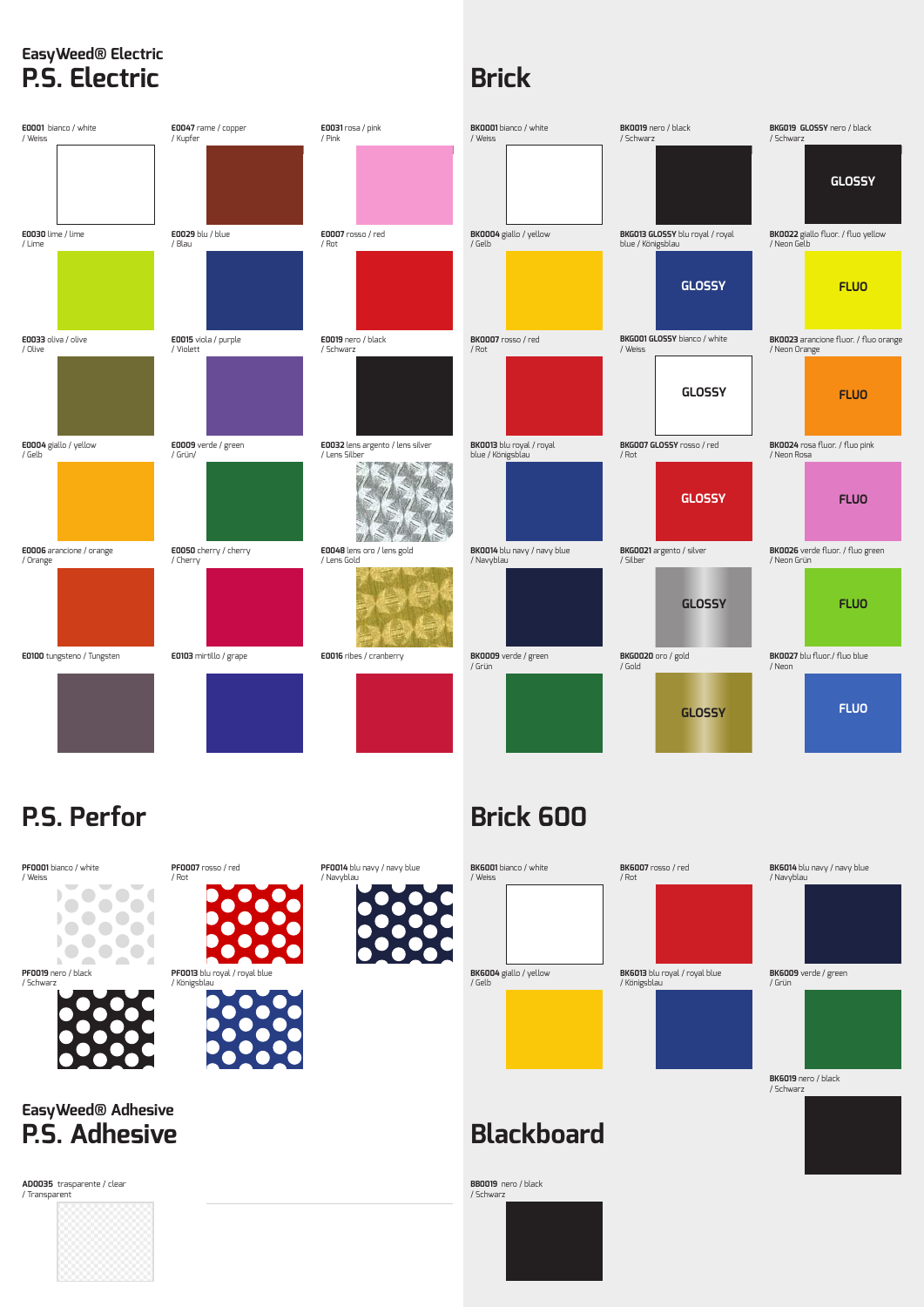EasyWeed® Electric

# P.S. Electric

- **E0001** bianco / white / Weiss
- **E0047** rame / copper / Kupfer
- **E0031** rosa / pink / Pink
- **E0030** lime / lime / Lime
- **E0029** blu / blue / Blau
- **E0007** rosso / red / Rot
- **E0033** oliva / olive / Olive
- **E0015** viola / purple / Violett
- **E0019** nero / black / Schwarz
- **E0004** giallo / yellow / Gelb
- **E0009** verde / green / Grün/
- **E0032** lens argento / lens silver / Lens Silber
- **E0006** arancione / orange / Orange
- **E0050** cherry / cherry / Cherry
- **E0048** lens oro / lens gold / Lens Gold
- **E0100** tungsteno / Tungsten
- **E0103** mirtillo / grape
- **E0016** ribes / cranberry

# Brick

- **BK0001** bianco / white / Weiss
- **BK0019** nero / black / Schwarz
- **BKG019 GLOSSY** nero / black / Schwarz — GLOSSY
- **BK0004** giallo / yellow / Gelb
- **BKG013 GLOSSY** blu royal / royal blue / Königsblau — GLOSSY
- **BK0022** giallo fluor. / fluo yellow / Neon Gelb — FLUO
- **BK0007** rosso / red / Rot
- **BKG001 GLOSSY** bianco / white / Weiss — GLOSSY
- **BK0023** arancione fluor. / fluo orange / Neon Orange — FLUO
- **BK0013** blu royal / royal blue / Königsblau
- **BKG007 GLOSSY** rosso / red / Rot — GLOSSY
- **BK0024** rosa fluor. / fluo pink / Neon Rosa — FLUO
- **BK0014** blu navy / navy blue / Navyblau
- **BKG0021** argento / silver / Silber — GLOSSY
- **BK0026** verde fluor. / fluo green / Neon Grün — FLUO
- **BK0009** verde / green / Grün
- **BKG0020** oro / gold / Gold — GLOSSY
- **BK0027** blu fluor./ fluo blue / Neon — FLUO

# P.S. Perfor

- **PF0001** bianco / white / Weiss
- **PF0007** rosso / red / Rot
- **PF0014** blu navy / navy blue / Navyblau
- **PF0019** nero / black / Schwarz
- **PF0013** blu royal / royal blue / Königsblau

# Brick 600

- **BK6001** bianco / white / Weiss
- **BK6007** rosso / red / Rot
- **BK6014** blu navy / navy blue / Navyblau
- **BK6004** giallo / yellow / Gelb
- **BK6013** blu royal / royal blue / Königsblau
- **BK6009** verde / green / Grün
- **BK6019** nero / black / Schwarz

EasyWeed® Adhesive

# P.S. Adhesive

- **AD0035** trasparente / clear / Transparent

# Blackboard

- **BB0019** nero / black / Schwarz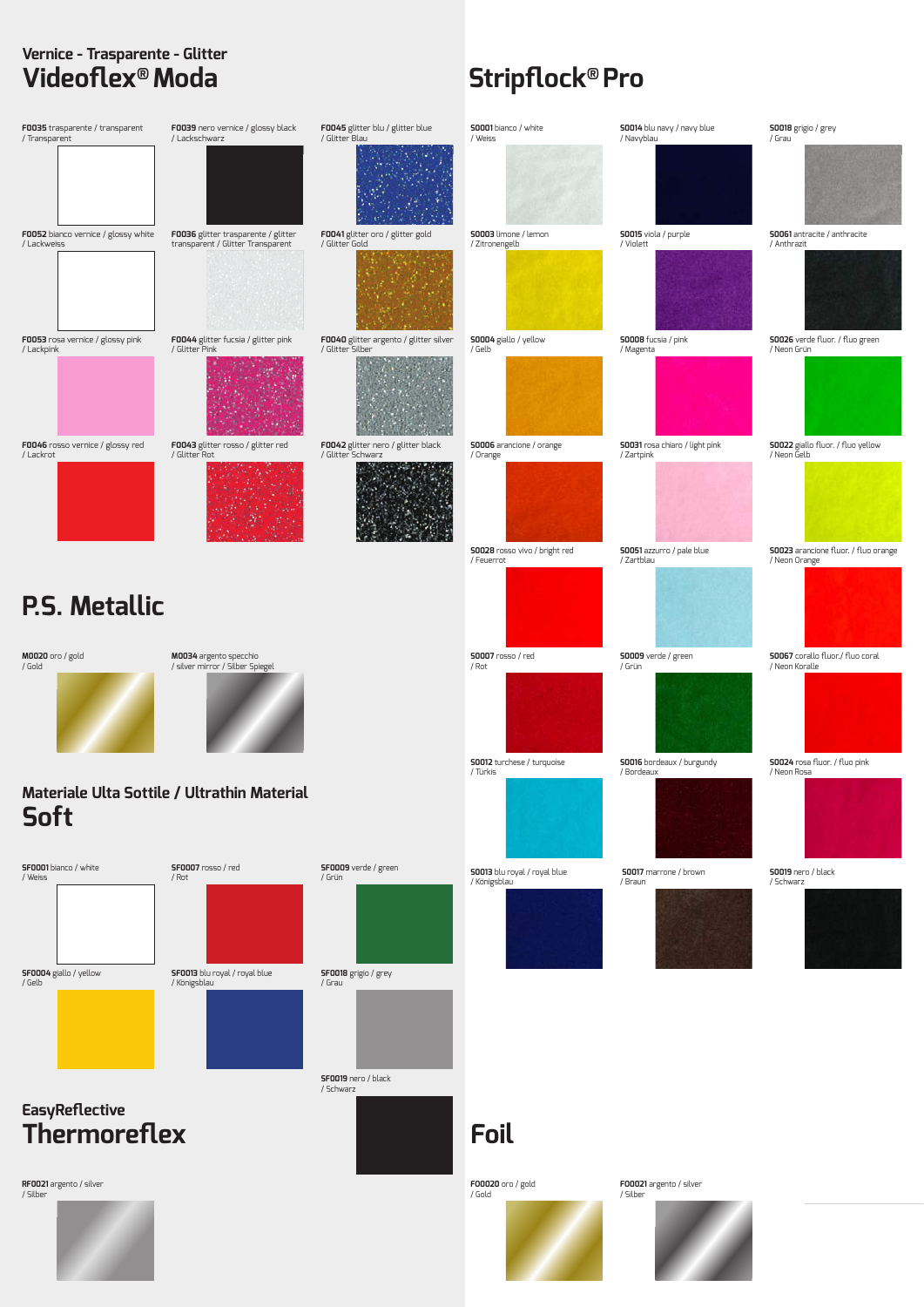## Vernice - Trasparente - Glitter
# Videoflex® Moda

**F0035** trasparente / transparent / Transparent

**F0039** nero vernice / glossy black / Lackschwarz

**F0045** glitter blu / glitter blue / Glitter Blau

**F0052** bianco vernice / glossy white / Lackweiss

**F0036** glitter trasparente / glitter transparent / Glitter Transparent

**F0041** glitter oro / glitter gold / Glitter Gold

**F0053** rosa vernice / glossy pink / Lackpink

**F0044** glitter fucsia / glitter pink / Glitter Pink

**F0040** glitter argento / glitter silver / Glitter Silber

**F0046** rosso vernice / glossy red / Lackrot

**F0043** glitter rosso / glitter red / Glitter Rot

**F0042** glitter nero / glitter black / Glitter Schwarz

# P.S. Metallic

**M0020** oro / gold / Gold

**M0034** argento specchio / silver mirror / Silber Spiegel

## Materiale Ulta Sottile / Ultrathin Material
# Soft

**SF0001** bianco / white / Weiss

**SF0007** rosso / red / Rot

**SF0009** verde / green / Grün

**SF0004** giallo / yellow / Gelb

**SF0013** blu royal / royal blue / Königsblau

**SF0018** grigio / grey / Grau

**SF0019** nero / black / Schwarz

## EasyReflective
# Thermoreflex

**RF0021** argento / silver / Silber

# Stripflock® Pro

**S0001** bianco / white / Weiss

**S0014** blu navy / navy blue / Navyblau

**S0018** grigio / grey / Grau

**S0003** limone / lemon / Zitronengelb

**S0015** viola / purple / Violett

**S0061** antracite / anthracite / Anthrazit

**S0004** giallo / yellow / Gelb

**S0008** fucsia / pink / Magenta

**S0026** verde fluor. / fluo green / Neon Grün

**S0006** arancione / orange / Orange

**S0031** rosa chiaro / light pink / Zartpink

**S0022** giallo fluor. / fluo yellow / Neon Gelb

**S0028** rosso vivo / bright red / Feuerrot

**S0051** azzurro / pale blue / Zartblau

**S0023** arancione fluor. / fluo orange / Neon Orange

**S0007** rosso / red / Rot

**S0009** verde / green / Grün

**S0067** corallo fluor./ fluo coral / Neon Koralle

**S0012** turchese / turquoise / Türkis

**S0016** bordeaux / burgundy / Bordeaux

**S0024** rosa fluor. / fluo pink / Neon Rosa

**S0013** blu royal / royal blue / Königsblau

**S0017** marrone / brown / Braun

**S0019** nero / black / Schwarz

# Foil

**F00020** oro / gold / Gold

**F00021** argento / silver / Silber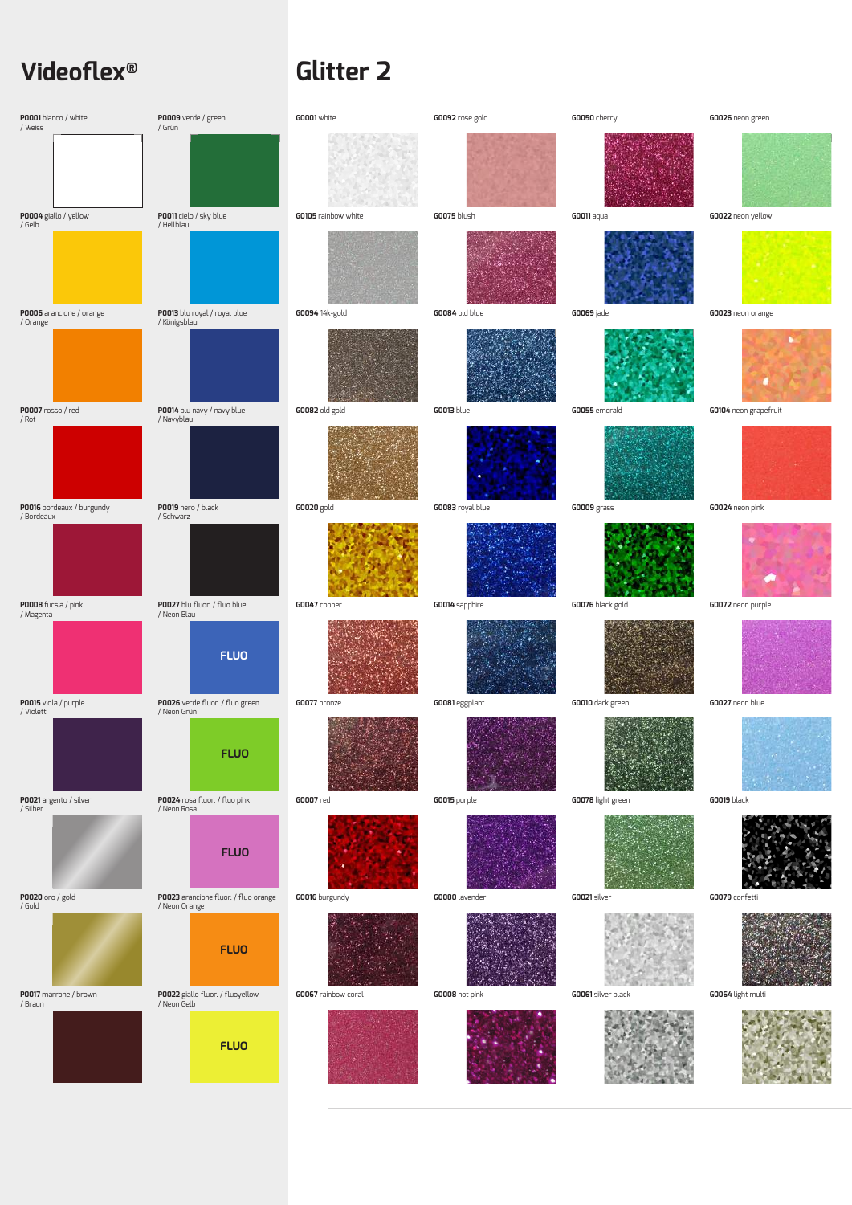# Videoflex®

- **P0001** bianco / white / Weiss
- **P0009** verde / green / Grün
- **P0004** giallo / yellow / Gelb
- **P0011** cielo / sky blue / Hellblau
- **P0006** arancione / orange / Orange
- **P0013** blu royal / royal blue / Königsblau
- **P0007** rosso / red / Rot
- **P0014** blu navy / navy blue / Navyblau
- **P0016** bordeaux / burgundy / Bordeaux
- **P0019** nero / black / Schwarz
- **P0008** fucsia / pink / Magenta
- **P0027** blu fluor. / fluo blue / Neon Blau — FLUO
- **P0015** viola / purple / Violett
- **P0026** verde fluor. / fluo green / Neon Grün — FLUO
- **P0021** argento / silver / Silber
- **P0024** rosa fluor. / fluo pink / Neon Rosa — FLUO
- **P0020** oro / gold / Gold
- **P0023** arancione fluor. / fluo orange / Neon Orange — FLUO
- **P0017** marrone / brown / Braun
- **P0022** giallo fluor. / fluoyellow / Neon Gelb — FLUO

# Glitter 2

- **G0001** white
- **G0092** rose gold
- **G0050** cherry
- **G0026** neon green
- **G0105** rainbow white
- **G0075** blush
- **G0011** aqua
- **G0022** neon yellow
- **G0094** 14k-gold
- **G0084** old blue
- **G0069** jade
- **G0023** neon orange
- **G0082** old gold
- **G0013** blue
- **G0055** emerald
- **G0104** neon grapefruit
- **G0020** gold
- **G0083** royal blue
- **G0009** grass
- **G0024** neon pink
- **G0047** copper
- **G0014** sapphire
- **G0076** black gold
- **G0072** neon purple
- **G0077** bronze
- **G0081** eggplant
- **G0010** dark green
- **G0027** neon blue
- **G0007** red
- **G0015** purple
- **G0078** light green
- **G0019** black
- **G0016** burgundy
- **G0080** lavender
- **G0021** silver
- **G0079** confetti
- **G0067** rainbow coral
- **G0008** hot pink
- **G0061** silver black
- **G0064** light multi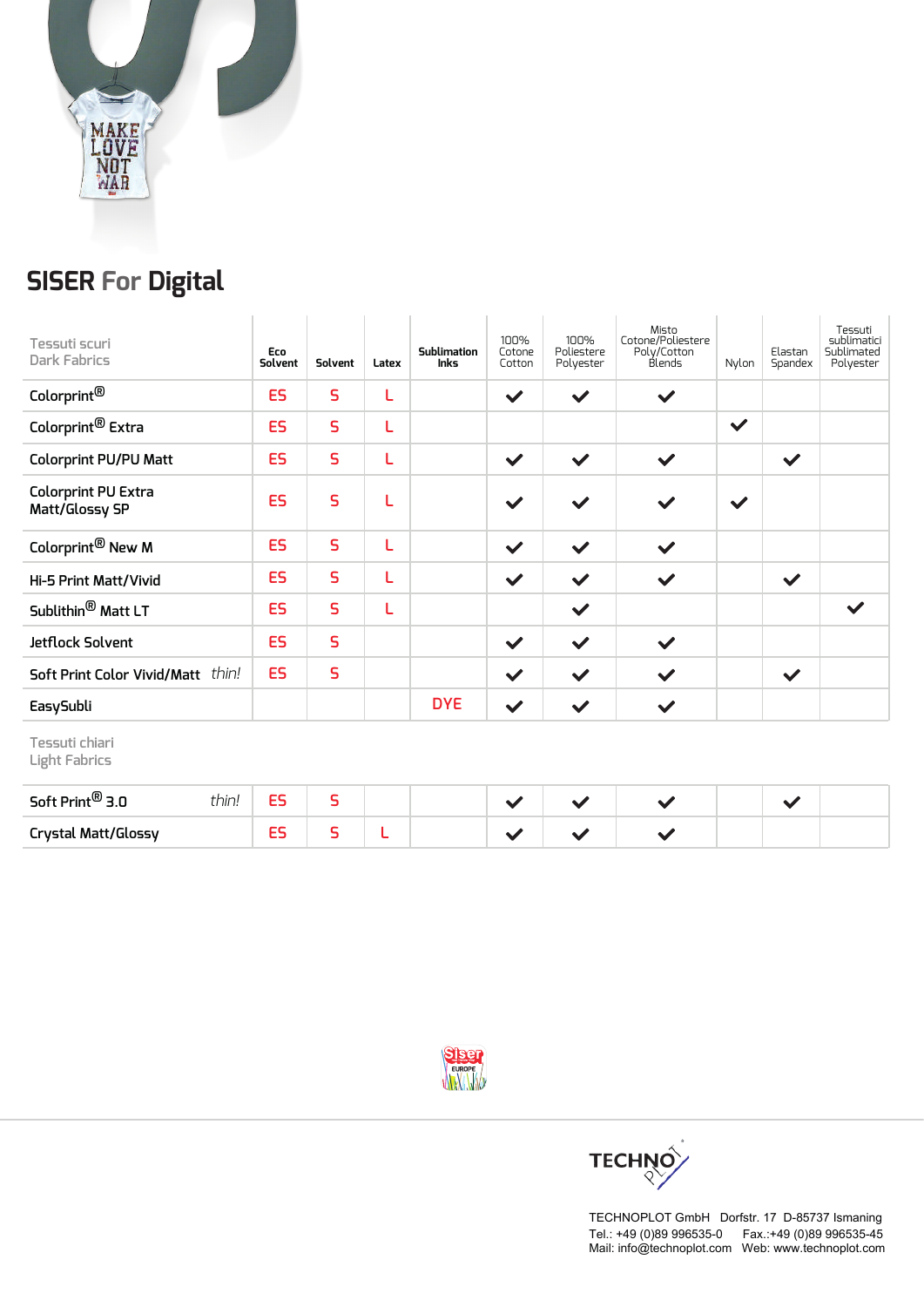## SISER For Digital

| Tessuti scuri Dark Fabrics | Eco Solvent | Solvent | Latex | Sublimation Inks | 100% Cotone Cotton | 100% Poliestere Polyester | Misto Cotone/Poliestere Poly/Cotton Blends | Nylon | Elastan Spandex | Tessuti sublimatici Sublimated Polyester |
|---|---|---|---|---|---|---|---|---|---|---|
| Colorprint® | ES | S | L | | ✔ | ✔ | ✔ | | | |
| Colorprint® Extra | ES | S | L | | | | | ✔ | | |
| Colorprint PU/PU Matt | ES | S | L | | ✔ | ✔ | ✔ | | ✔ | |
| Colorprint PU Extra Matt/Glossy SP | ES | S | L | | ✔ | ✔ | ✔ | ✔ | | |
| Colorprint® New M | ES | S | L | | ✔ | ✔ | ✔ | | | |
| Hi-5 Print Matt/Vivid | ES | S | L | | ✔ | ✔ | ✔ | | ✔ | |
| Sublithin® Matt LT | ES | S | L | | | ✔ | | | | ✔ |
| Jetflock Solvent | ES | S | | | ✔ | ✔ | ✔ | | | |
| Soft Print Color Vivid/Matt *thin!* | ES | S | | | ✔ | ✔ | ✔ | | ✔ | |
| EasySubli | | | | DYE | ✔ | ✔ | ✔ | | | |

| Tessuti chiari Light Fabrics | Eco Solvent | Solvent | Latex | Sublimation Inks | 100% Cotone Cotton | 100% Poliestere Polyester | Misto Cotone/Poliestere Poly/Cotton Blends | Nylon | Elastan Spandex | Tessuti sublimatici Sublimated Polyester |
|---|---|---|---|---|---|---|---|---|---|---|
| Soft Print® 3.0 *thin!* | ES | S | | | ✔ | ✔ | ✔ | | ✔ | |
| Crystal Matt/Glossy | ES | S | L | | ✔ | ✔ | ✔ | | | |

TECHNOPLOT GmbH Dorfstr. 17 D-85737 Ismaning
Tel.: +49 (0)89 996535-0 Fax.:+49 (0)89 996535-45
Mail: info@technoplot.com Web: www.technoplot.com